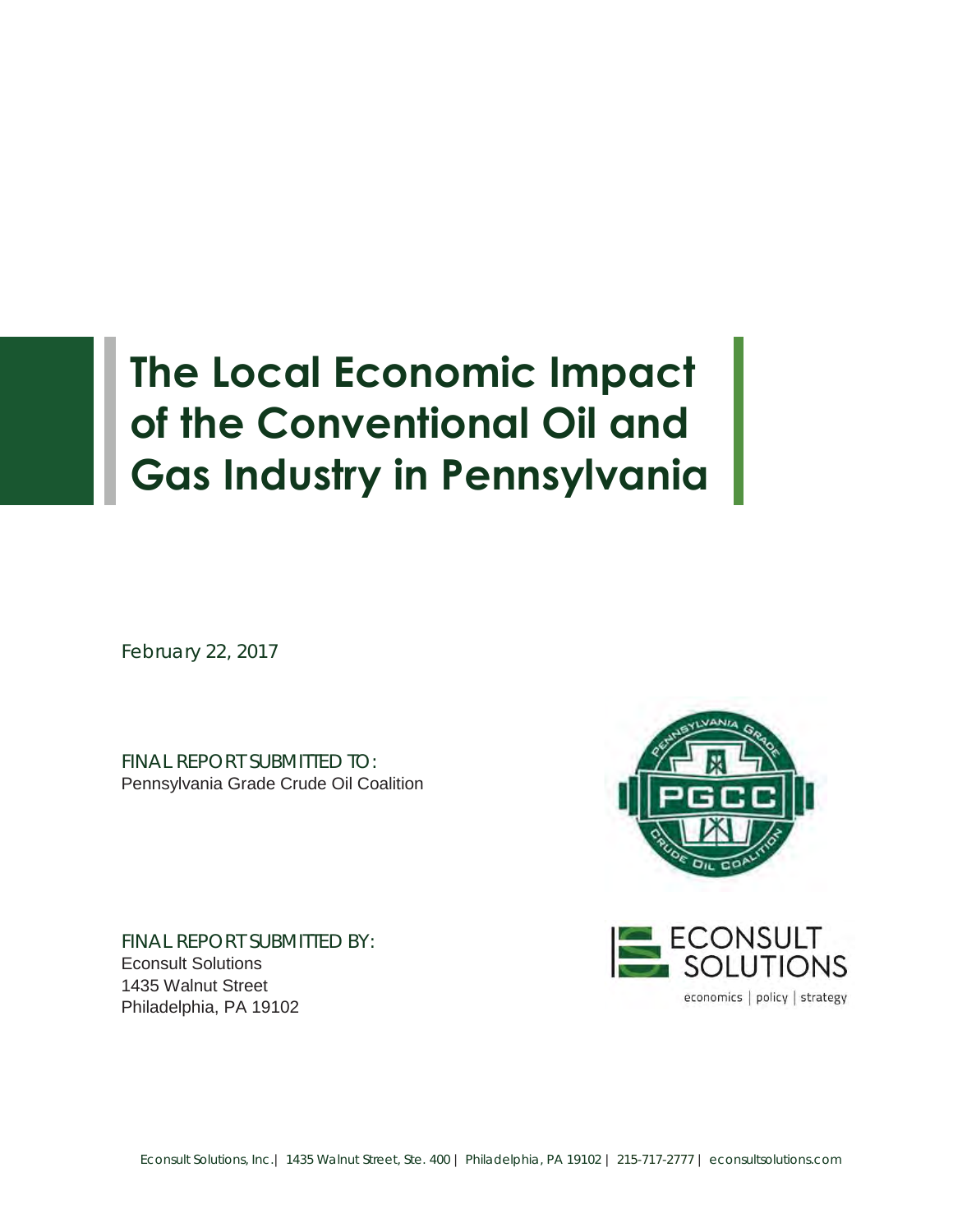# The Local Economic Impact of the Conventional Oil and Gas Industry in Pennsylvania

February 22, 2017

FINAL REPORT SUBMITTED TO:
Pennsylvania Grade Crude Oil Coalition

FINAL REPORT SUBMITTED BY:
Econsult Solutions
1435 Walnut Street
Philadelphia, PA 19102

Econsult Solutions, Inc. | 1435 Walnut Street, Ste. 400 | Philadelphia, PA 19102 | 215-717-2777 | econsultsolutions.com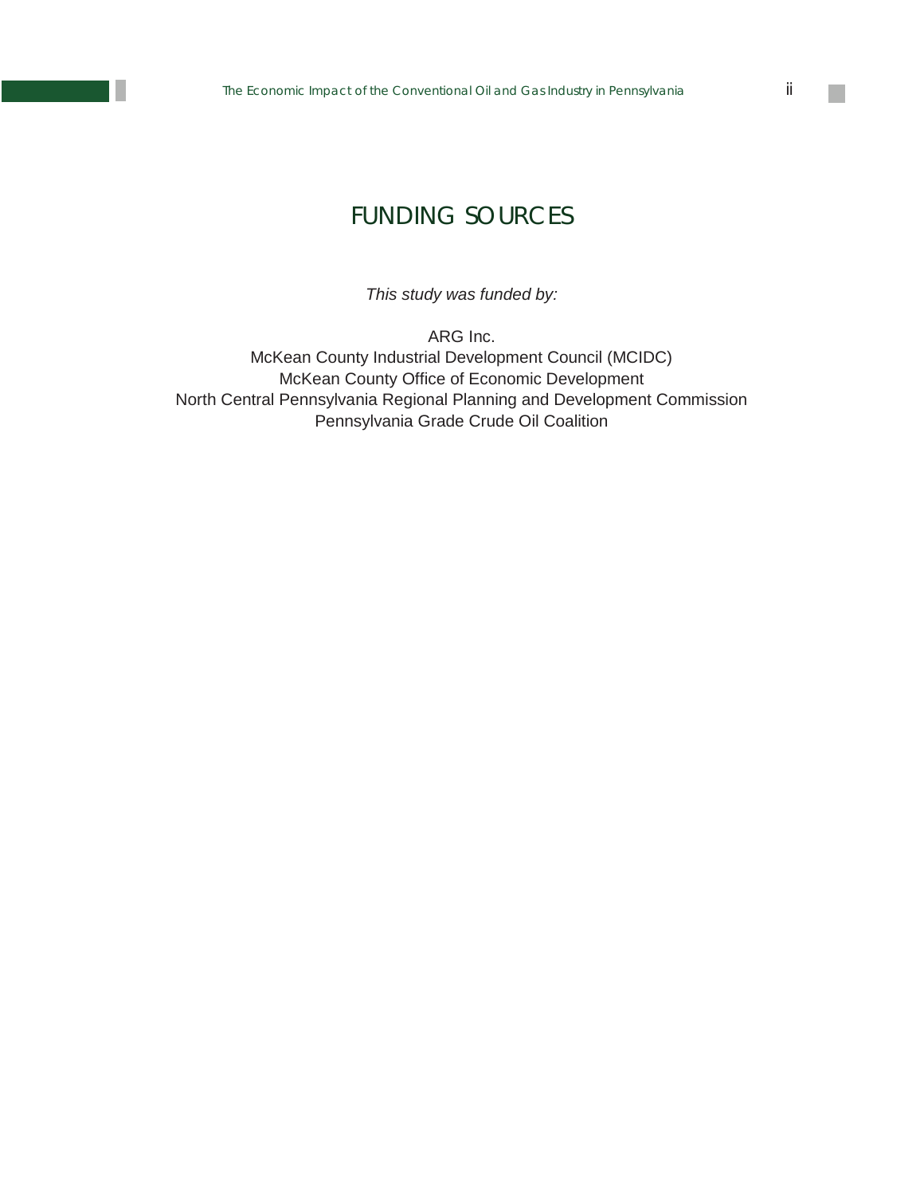# FUNDING SOURCES

*This study was funded by:*

ARG Inc.
McKean County Industrial Development Council (MCIDC)
McKean County Office of Economic Development
North Central Pennsylvania Regional Planning and Development Commission
Pennsylvania Grade Crude Oil Coalition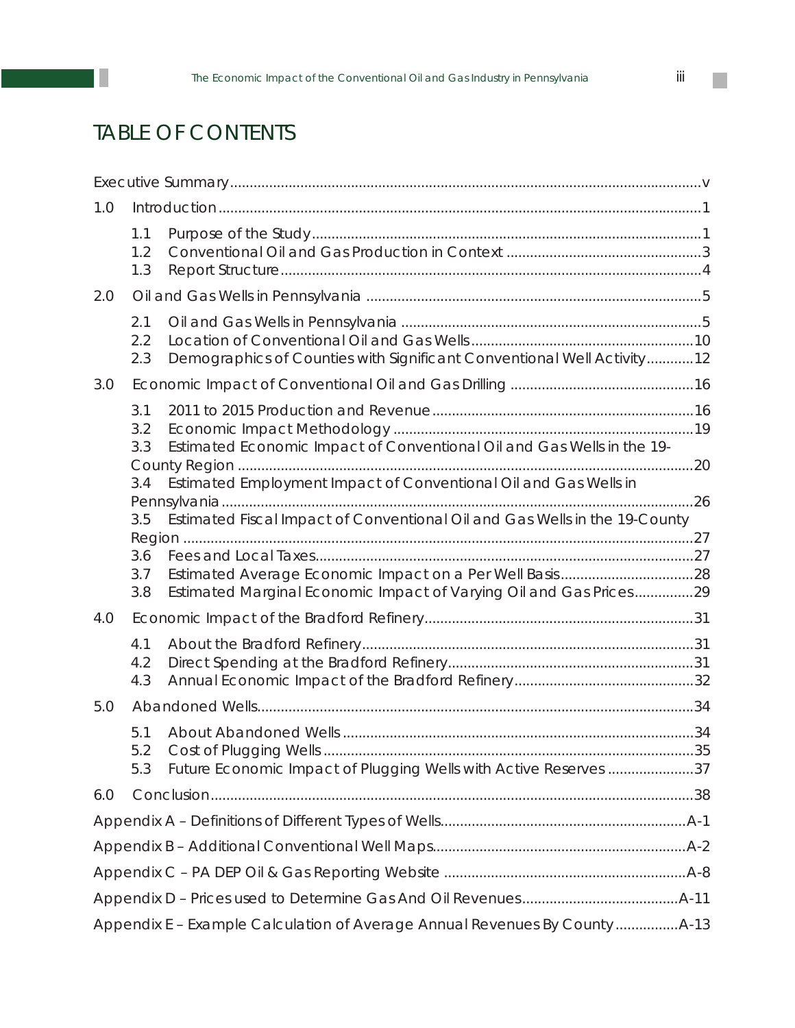# TABLE OF CONTENTS

Executive Summary ........ v

1.0 Introduction ........ 1

- 1.1 Purpose of the Study ........ 1
- 1.2 Conventional Oil and Gas Production in Context ........ 3
- 1.3 Report Structure ........ 4

2.0 Oil and Gas Wells in Pennsylvania ........ 5

- 2.1 Oil and Gas Wells in Pennsylvania ........ 5
- 2.2 Location of Conventional Oil and Gas Wells ........ 10
- 2.3 Demographics of Counties with Significant Conventional Well Activity ........ 12

3.0 Economic Impact of Conventional Oil and Gas Drilling ........ 16

- 3.1 2011 to 2015 Production and Revenue ........ 16
- 3.2 Economic Impact Methodology ........ 19
- 3.3 Estimated Economic Impact of Conventional Oil and Gas Wells in the 19-County Region ........ 20
- 3.4 Estimated Employment Impact of Conventional Oil and Gas Wells in Pennsylvania ........ 26
- 3.5 Estimated Fiscal Impact of Conventional Oil and Gas Wells in the 19-County Region ........ 27
- 3.6 Fees and Local Taxes ........ 27
- 3.7 Estimated Average Economic Impact on a Per Well Basis ........ 28
- 3.8 Estimated Marginal Economic Impact of Varying Oil and Gas Prices ........ 29

4.0 Economic Impact of the Bradford Refinery ........ 31

- 4.1 About the Bradford Refinery ........ 31
- 4.2 Direct Spending at the Bradford Refinery ........ 31
- 4.3 Annual Economic Impact of the Bradford Refinery ........ 32

5.0 Abandoned Wells ........ 34

- 5.1 About Abandoned Wells ........ 34
- 5.2 Cost of Plugging Wells ........ 35
- 5.3 Future Economic Impact of Plugging Wells with Active Reserves ........ 37

6.0 Conclusion ........ 38

Appendix A – Definitions of Different Types of Wells ........ A-1

Appendix B – Additional Conventional Well Maps ........ A-2

Appendix C – PA DEP Oil & Gas Reporting Website ........ A-8

Appendix D – Prices used to Determine Gas And Oil Revenues ........ A-11

Appendix E – Example Calculation of Average Annual Revenues By County ........ A-13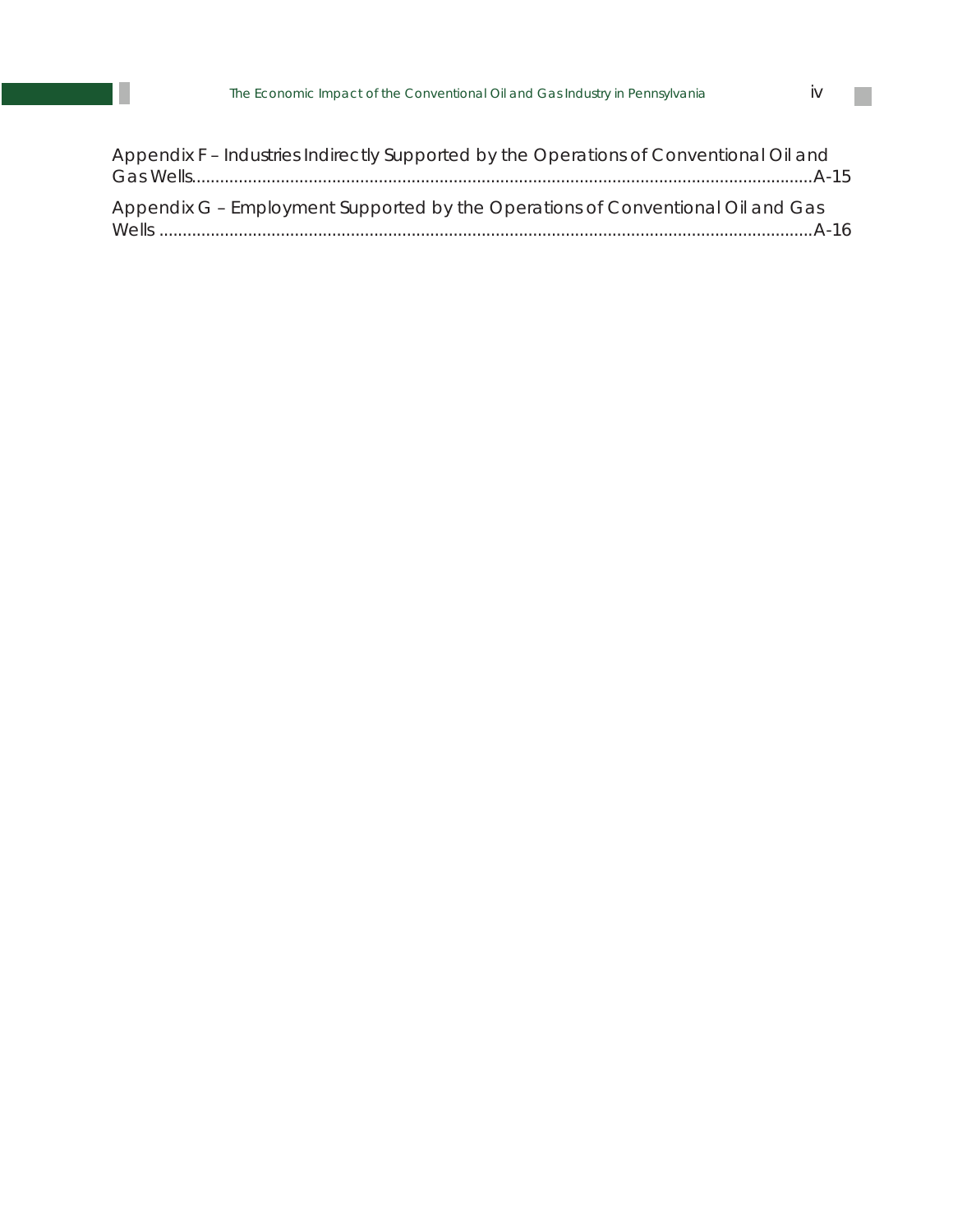Appendix F – Industries Indirectly Supported by the Operations of Conventional Oil and Gas Wells....................................................................................................................................A-15

Appendix G – Employment Supported by the Operations of Conventional Oil and Gas Wells ....................................................................................................................................A-16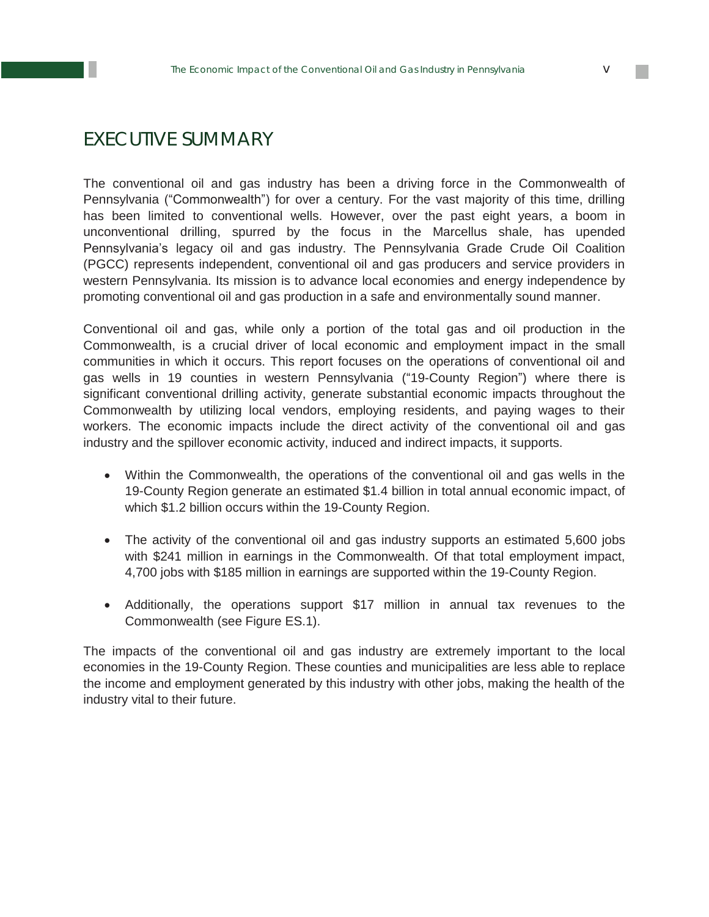# EXECUTIVE SUMMARY

The conventional oil and gas industry has been a driving force in the Commonwealth of Pennsylvania ("Commonwealth") for over a century. For the vast majority of this time, drilling has been limited to conventional wells. However, over the past eight years, a boom in unconventional drilling, spurred by the focus in the Marcellus shale, has upended Pennsylvania's legacy oil and gas industry. The Pennsylvania Grade Crude Oil Coalition (PGCC) represents independent, conventional oil and gas producers and service providers in western Pennsylvania. Its mission is to advance local economies and energy independence by promoting conventional oil and gas production in a safe and environmentally sound manner.

Conventional oil and gas, while only a portion of the total gas and oil production in the Commonwealth, is a crucial driver of local economic and employment impact in the small communities in which it occurs. This report focuses on the operations of conventional oil and gas wells in 19 counties in western Pennsylvania ("19-County Region") where there is significant conventional drilling activity, generate substantial economic impacts throughout the Commonwealth by utilizing local vendors, employing residents, and paying wages to their workers. The economic impacts include the direct activity of the conventional oil and gas industry and the spillover economic activity, induced and indirect impacts, it supports.

- Within the Commonwealth, the operations of the conventional oil and gas wells in the 19-County Region generate an estimated $1.4 billion in total annual economic impact, of which $1.2 billion occurs within the 19-County Region.

- The activity of the conventional oil and gas industry supports an estimated 5,600 jobs with $241 million in earnings in the Commonwealth. Of that total employment impact, 4,700 jobs with $185 million in earnings are supported within the 19-County Region.

- Additionally, the operations support $17 million in annual tax revenues to the Commonwealth (see Figure ES.1).

The impacts of the conventional oil and gas industry are extremely important to the local economies in the 19-County Region. These counties and municipalities are less able to replace the income and employment generated by this industry with other jobs, making the health of the industry vital to their future.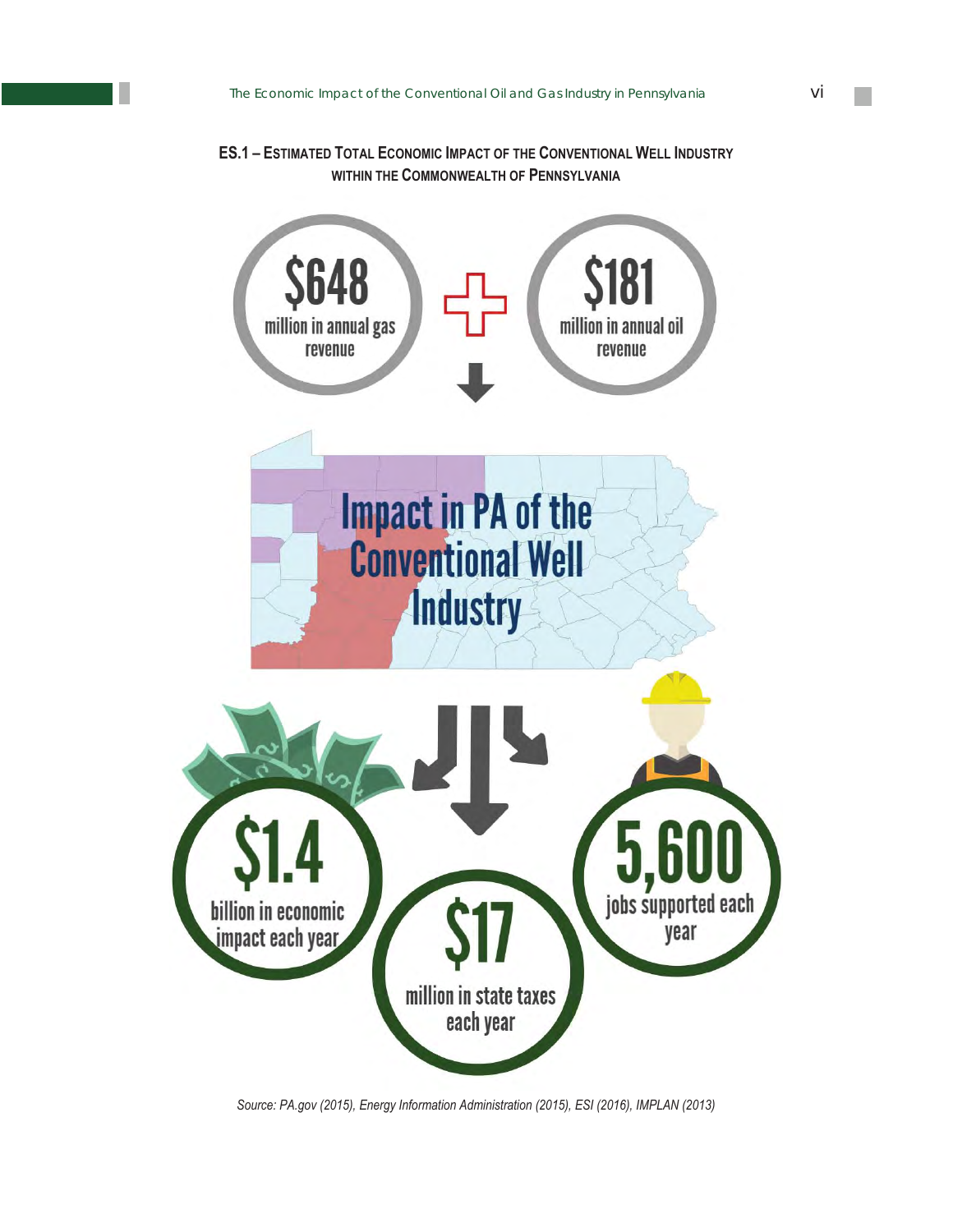**ES.1 – ESTIMATED TOTAL ECONOMIC IMPACT OF THE CONVENTIONAL WELL INDUSTRY WITHIN THE COMMONWEALTH OF PENNSYLVANIA**

**$648** million in annual gas revenue

**$181** million in annual oil revenue

**Impact in PA of the Conventional Well Industry**

**$1.4** billion in economic impact each year

**$17** million in state taxes each year

**5,600** jobs supported each year

*Source: PA.gov (2015), Energy Information Administration (2015), ESI (2016), IMPLAN (2013)*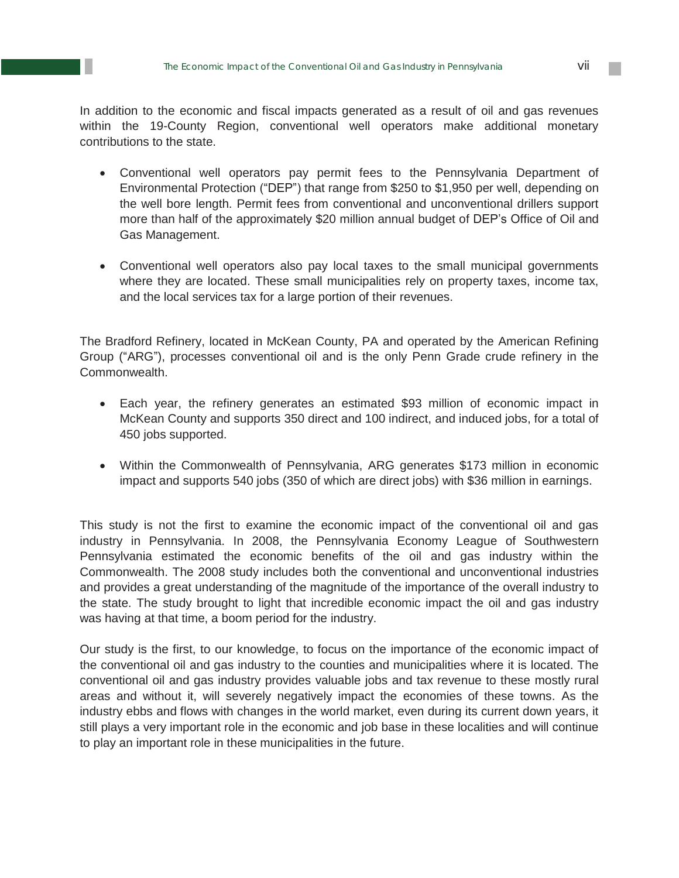In addition to the economic and fiscal impacts generated as a result of oil and gas revenues within the 19-County Region, conventional well operators make additional monetary contributions to the state.

- Conventional well operators pay permit fees to the Pennsylvania Department of Environmental Protection ("DEP") that range from $250 to $1,950 per well, depending on the well bore length. Permit fees from conventional and unconventional drillers support more than half of the approximately $20 million annual budget of DEP's Office of Oil and Gas Management.

- Conventional well operators also pay local taxes to the small municipal governments where they are located. These small municipalities rely on property taxes, income tax, and the local services tax for a large portion of their revenues.

The Bradford Refinery, located in McKean County, PA and operated by the American Refining Group ("ARG"), processes conventional oil and is the only Penn Grade crude refinery in the Commonwealth.

- Each year, the refinery generates an estimated $93 million of economic impact in McKean County and supports 350 direct and 100 indirect, and induced jobs, for a total of 450 jobs supported.

- Within the Commonwealth of Pennsylvania, ARG generates $173 million in economic impact and supports 540 jobs (350 of which are direct jobs) with $36 million in earnings.

This study is not the first to examine the economic impact of the conventional oil and gas industry in Pennsylvania. In 2008, the Pennsylvania Economy League of Southwestern Pennsylvania estimated the economic benefits of the oil and gas industry within the Commonwealth. The 2008 study includes both the conventional and unconventional industries and provides a great understanding of the magnitude of the importance of the overall industry to the state. The study brought to light that incredible economic impact the oil and gas industry was having at that time, a boom period for the industry.

Our study is the first, to our knowledge, to focus on the importance of the economic impact of the conventional oil and gas industry to the counties and municipalities where it is located. The conventional oil and gas industry provides valuable jobs and tax revenue to these mostly rural areas and without it, will severely negatively impact the economies of these towns. As the industry ebbs and flows with changes in the world market, even during its current down years, it still plays a very important role in the economic and job base in these localities and will continue to play an important role in these municipalities in the future.